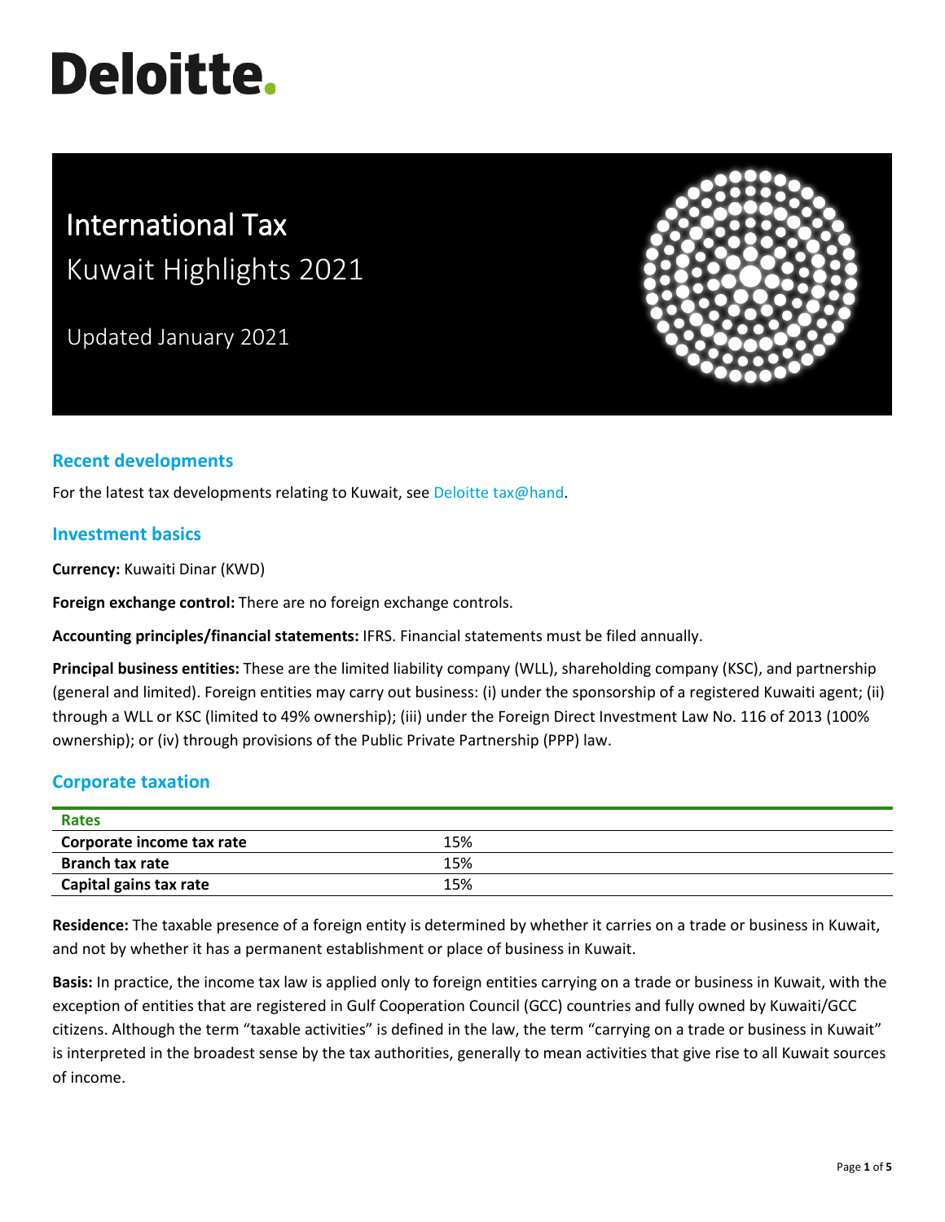# Deloitte.

# International Tax

## Kuwait Highlights 2021

Updated January 2021

## Recent developments

For the latest tax developments relating to Kuwait, see Deloitte tax@hand.

## Investment basics

**Currency:** Kuwaiti Dinar (KWD)

**Foreign exchange control:** There are no foreign exchange controls.

**Accounting principles/financial statements:** IFRS. Financial statements must be filed annually.

**Principal business entities:** These are the limited liability company (WLL), shareholding company (KSC), and partnership (general and limited). Foreign entities may carry out business: (i) under the sponsorship of a registered Kuwaiti agent; (ii) through a WLL or KSC (limited to 49% ownership); (iii) under the Foreign Direct Investment Law No. 116 of 2013 (100% ownership); or (iv) through provisions of the Public Private Partnership (PPP) law.

## Corporate taxation

| Rates | |
|---|---|
| **Corporate income tax rate** | 15% |
| **Branch tax rate** | 15% |
| **Capital gains tax rate** | 15% |

**Residence:** The taxable presence of a foreign entity is determined by whether it carries on a trade or business in Kuwait, and not by whether it has a permanent establishment or place of business in Kuwait.

**Basis:** In practice, the income tax law is applied only to foreign entities carrying on a trade or business in Kuwait, with the exception of entities that are registered in Gulf Cooperation Council (GCC) countries and fully owned by Kuwaiti/GCC citizens. Although the term "taxable activities" is defined in the law, the term "carrying on a trade or business in Kuwait" is interpreted in the broadest sense by the tax authorities, generally to mean activities that give rise to all Kuwait sources of income.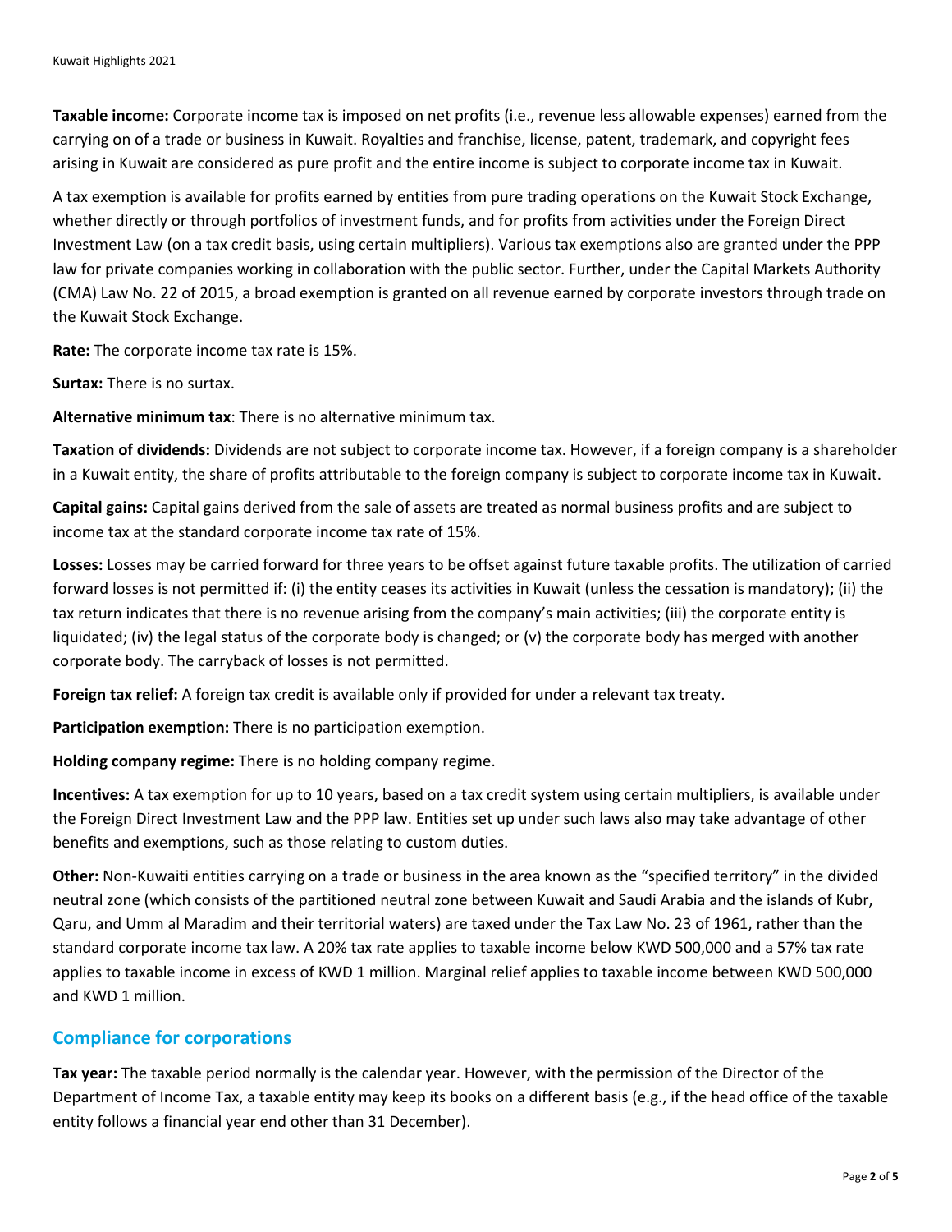**Taxable income:** Corporate income tax is imposed on net profits (i.e., revenue less allowable expenses) earned from the carrying on of a trade or business in Kuwait. Royalties and franchise, license, patent, trademark, and copyright fees arising in Kuwait are considered as pure profit and the entire income is subject to corporate income tax in Kuwait.

A tax exemption is available for profits earned by entities from pure trading operations on the Kuwait Stock Exchange, whether directly or through portfolios of investment funds, and for profits from activities under the Foreign Direct Investment Law (on a tax credit basis, using certain multipliers). Various tax exemptions also are granted under the PPP law for private companies working in collaboration with the public sector. Further, under the Capital Markets Authority (CMA) Law No. 22 of 2015, a broad exemption is granted on all revenue earned by corporate investors through trade on the Kuwait Stock Exchange.

**Rate:** The corporate income tax rate is 15%.

**Surtax:** There is no surtax.

**Alternative minimum tax**: There is no alternative minimum tax.

**Taxation of dividends:** Dividends are not subject to corporate income tax. However, if a foreign company is a shareholder in a Kuwait entity, the share of profits attributable to the foreign company is subject to corporate income tax in Kuwait.

**Capital gains:** Capital gains derived from the sale of assets are treated as normal business profits and are subject to income tax at the standard corporate income tax rate of 15%.

**Losses:** Losses may be carried forward for three years to be offset against future taxable profits. The utilization of carried forward losses is not permitted if: (i) the entity ceases its activities in Kuwait (unless the cessation is mandatory); (ii) the tax return indicates that there is no revenue arising from the company's main activities; (iii) the corporate entity is liquidated; (iv) the legal status of the corporate body is changed; or (v) the corporate body has merged with another corporate body. The carryback of losses is not permitted.

**Foreign tax relief:** A foreign tax credit is available only if provided for under a relevant tax treaty.

**Participation exemption:** There is no participation exemption.

**Holding company regime:** There is no holding company regime.

**Incentives:** A tax exemption for up to 10 years, based on a tax credit system using certain multipliers, is available under the Foreign Direct Investment Law and the PPP law. Entities set up under such laws also may take advantage of other benefits and exemptions, such as those relating to custom duties.

**Other:** Non-Kuwaiti entities carrying on a trade or business in the area known as the "specified territory" in the divided neutral zone (which consists of the partitioned neutral zone between Kuwait and Saudi Arabia and the islands of Kubr, Qaru, and Umm al Maradim and their territorial waters) are taxed under the Tax Law No. 23 of 1961, rather than the standard corporate income tax law. A 20% tax rate applies to taxable income below KWD 500,000 and a 57% tax rate applies to taxable income in excess of KWD 1 million. Marginal relief applies to taxable income between KWD 500,000 and KWD 1 million.

## Compliance for corporations

**Tax year:** The taxable period normally is the calendar year. However, with the permission of the Director of the Department of Income Tax, a taxable entity may keep its books on a different basis (e.g., if the head office of the taxable entity follows a financial year end other than 31 December).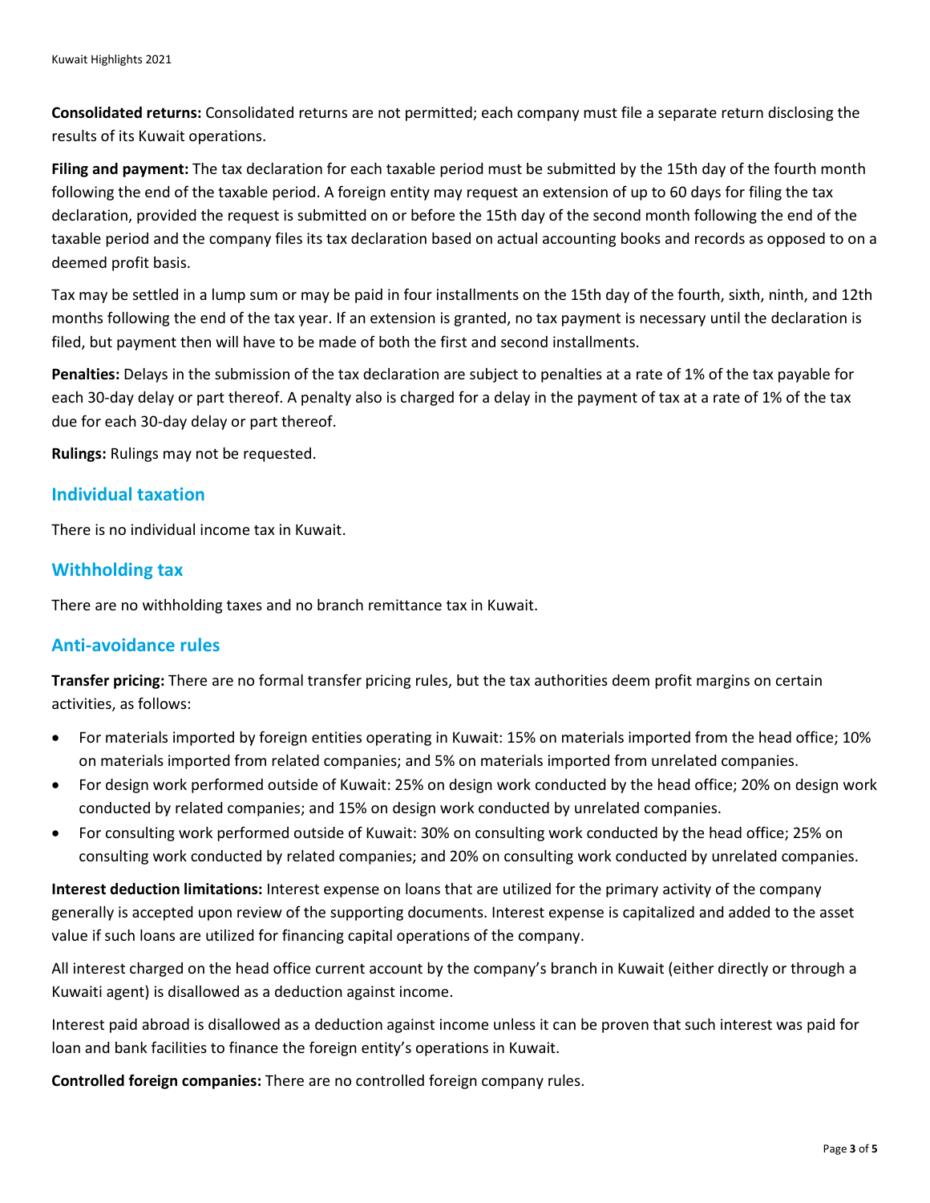**Consolidated returns:** Consolidated returns are not permitted; each company must file a separate return disclosing the results of its Kuwait operations.

**Filing and payment:** The tax declaration for each taxable period must be submitted by the 15th day of the fourth month following the end of the taxable period. A foreign entity may request an extension of up to 60 days for filing the tax declaration, provided the request is submitted on or before the 15th day of the second month following the end of the taxable period and the company files its tax declaration based on actual accounting books and records as opposed to on a deemed profit basis.

Tax may be settled in a lump sum or may be paid in four installments on the 15th day of the fourth, sixth, ninth, and 12th months following the end of the tax year. If an extension is granted, no tax payment is necessary until the declaration is filed, but payment then will have to be made of both the first and second installments.

**Penalties:** Delays in the submission of the tax declaration are subject to penalties at a rate of 1% of the tax payable for each 30-day delay or part thereof. A penalty also is charged for a delay in the payment of tax at a rate of 1% of the tax due for each 30-day delay or part thereof.

**Rulings:** Rulings may not be requested.

## Individual taxation

There is no individual income tax in Kuwait.

## Withholding tax

There are no withholding taxes and no branch remittance tax in Kuwait.

## Anti-avoidance rules

**Transfer pricing:** There are no formal transfer pricing rules, but the tax authorities deem profit margins on certain activities, as follows:

- For materials imported by foreign entities operating in Kuwait: 15% on materials imported from the head office; 10% on materials imported from related companies; and 5% on materials imported from unrelated companies.
- For design work performed outside of Kuwait: 25% on design work conducted by the head office; 20% on design work conducted by related companies; and 15% on design work conducted by unrelated companies.
- For consulting work performed outside of Kuwait: 30% on consulting work conducted by the head office; 25% on consulting work conducted by related companies; and 20% on consulting work conducted by unrelated companies.

**Interest deduction limitations:** Interest expense on loans that are utilized for the primary activity of the company generally is accepted upon review of the supporting documents. Interest expense is capitalized and added to the asset value if such loans are utilized for financing capital operations of the company.

All interest charged on the head office current account by the company's branch in Kuwait (either directly or through a Kuwaiti agent) is disallowed as a deduction against income.

Interest paid abroad is disallowed as a deduction against income unless it can be proven that such interest was paid for loan and bank facilities to finance the foreign entity's operations in Kuwait.

**Controlled foreign companies:** There are no controlled foreign company rules.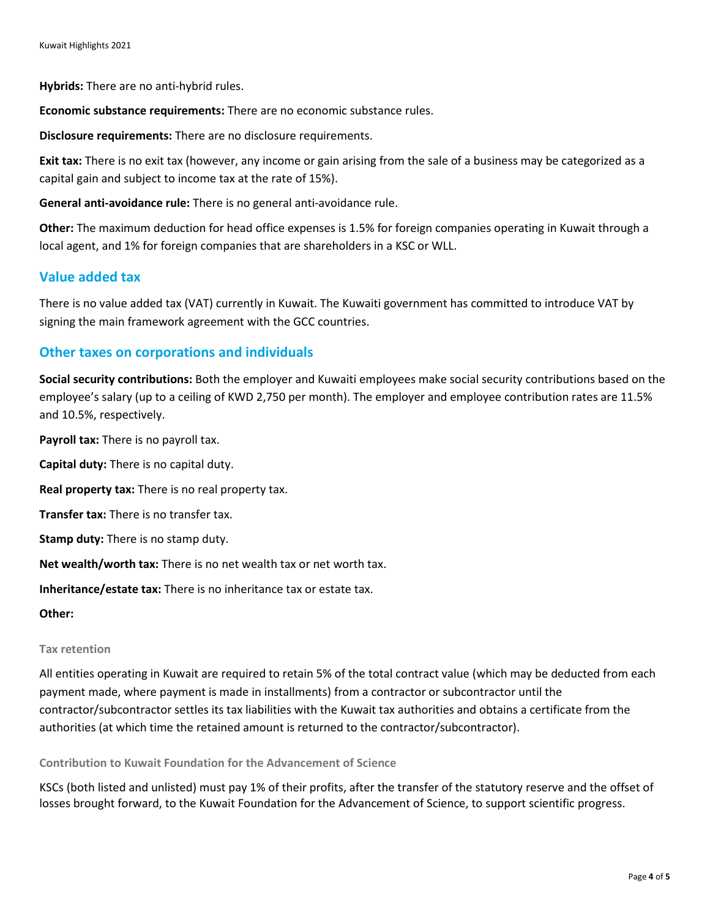**Hybrids:** There are no anti-hybrid rules.

**Economic substance requirements:** There are no economic substance rules.

**Disclosure requirements:** There are no disclosure requirements.

**Exit tax:** There is no exit tax (however, any income or gain arising from the sale of a business may be categorized as a capital gain and subject to income tax at the rate of 15%).

**General anti-avoidance rule:** There is no general anti-avoidance rule.

**Other:** The maximum deduction for head office expenses is 1.5% for foreign companies operating in Kuwait through a local agent, and 1% for foreign companies that are shareholders in a KSC or WLL.

## Value added tax

There is no value added tax (VAT) currently in Kuwait. The Kuwaiti government has committed to introduce VAT by signing the main framework agreement with the GCC countries.

## Other taxes on corporations and individuals

**Social security contributions:** Both the employer and Kuwaiti employees make social security contributions based on the employee's salary (up to a ceiling of KWD 2,750 per month). The employer and employee contribution rates are 11.5% and 10.5%, respectively.

**Payroll tax:** There is no payroll tax.

**Capital duty:** There is no capital duty.

**Real property tax:** There is no real property tax.

**Transfer tax:** There is no transfer tax.

**Stamp duty:** There is no stamp duty.

**Net wealth/worth tax:** There is no net wealth tax or net worth tax.

**Inheritance/estate tax:** There is no inheritance tax or estate tax.

**Other:**

### Tax retention

All entities operating in Kuwait are required to retain 5% of the total contract value (which may be deducted from each payment made, where payment is made in installments) from a contractor or subcontractor until the contractor/subcontractor settles its tax liabilities with the Kuwait tax authorities and obtains a certificate from the authorities (at which time the retained amount is returned to the contractor/subcontractor).

### Contribution to Kuwait Foundation for the Advancement of Science

KSCs (both listed and unlisted) must pay 1% of their profits, after the transfer of the statutory reserve and the offset of losses brought forward, to the Kuwait Foundation for the Advancement of Science, to support scientific progress.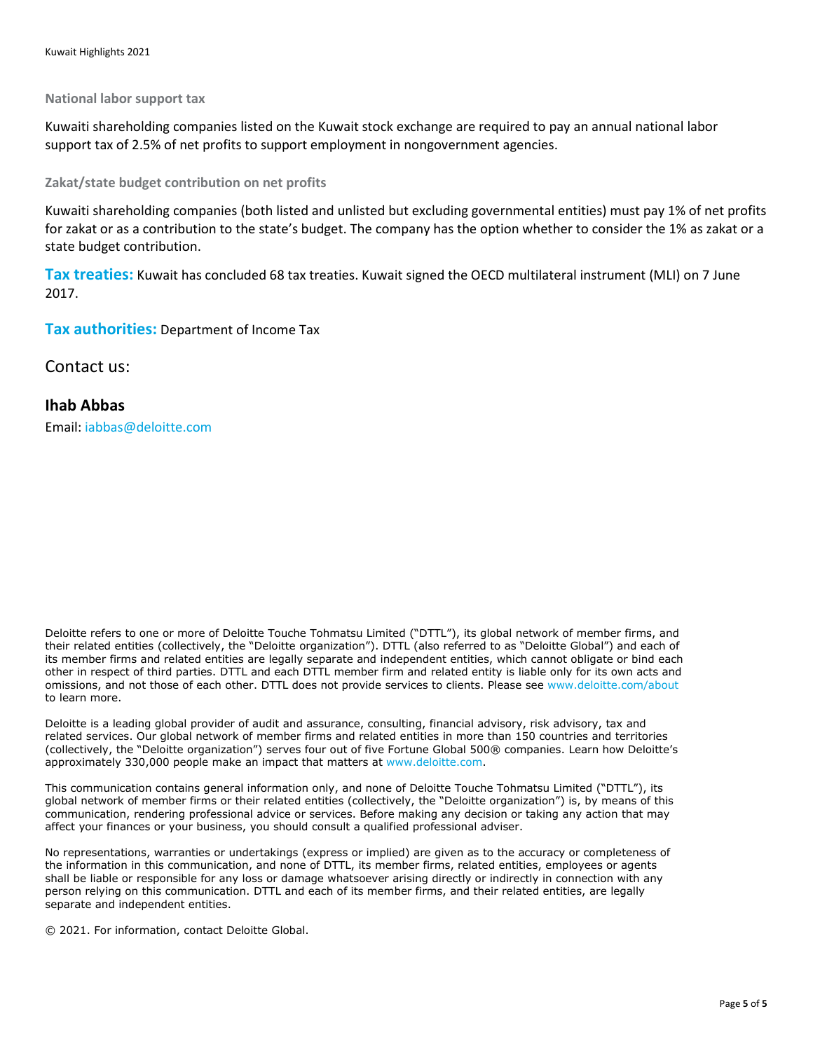### National labor support tax

Kuwaiti shareholding companies listed on the Kuwait stock exchange are required to pay an annual national labor support tax of 2.5% of net profits to support employment in nongovernment agencies.

### Zakat/state budget contribution on net profits

Kuwaiti shareholding companies (both listed and unlisted but excluding governmental entities) must pay 1% of net profits for zakat or as a contribution to the state's budget. The company has the option whether to consider the 1% as zakat or a state budget contribution.

**Tax treaties:** Kuwait has concluded 68 tax treaties. Kuwait signed the OECD multilateral instrument (MLI) on 7 June 2017.

**Tax authorities:** Department of Income Tax

## Contact us:

**Ihab Abbas**

Email: iabbas@deloitte.com

Deloitte refers to one or more of Deloitte Touche Tohmatsu Limited ("DTTL"), its global network of member firms, and their related entities (collectively, the "Deloitte organization"). DTTL (also referred to as "Deloitte Global") and each of its member firms and related entities are legally separate and independent entities, which cannot obligate or bind each other in respect of third parties. DTTL and each DTTL member firm and related entity is liable only for its own acts and omissions, and not those of each other. DTTL does not provide services to clients. Please see www.deloitte.com/about to learn more.

Deloitte is a leading global provider of audit and assurance, consulting, financial advisory, risk advisory, tax and related services. Our global network of member firms and related entities in more than 150 countries and territories (collectively, the "Deloitte organization") serves four out of five Fortune Global 500® companies. Learn how Deloitte's approximately 330,000 people make an impact that matters at www.deloitte.com.

This communication contains general information only, and none of Deloitte Touche Tohmatsu Limited ("DTTL"), its global network of member firms or their related entities (collectively, the "Deloitte organization") is, by means of this communication, rendering professional advice or services. Before making any decision or taking any action that may affect your finances or your business, you should consult a qualified professional adviser.

No representations, warranties or undertakings (express or implied) are given as to the accuracy or completeness of the information in this communication, and none of DTTL, its member firms, related entities, employees or agents shall be liable or responsible for any loss or damage whatsoever arising directly or indirectly in connection with any person relying on this communication. DTTL and each of its member firms, and their related entities, are legally separate and independent entities.

© 2021. For information, contact Deloitte Global.